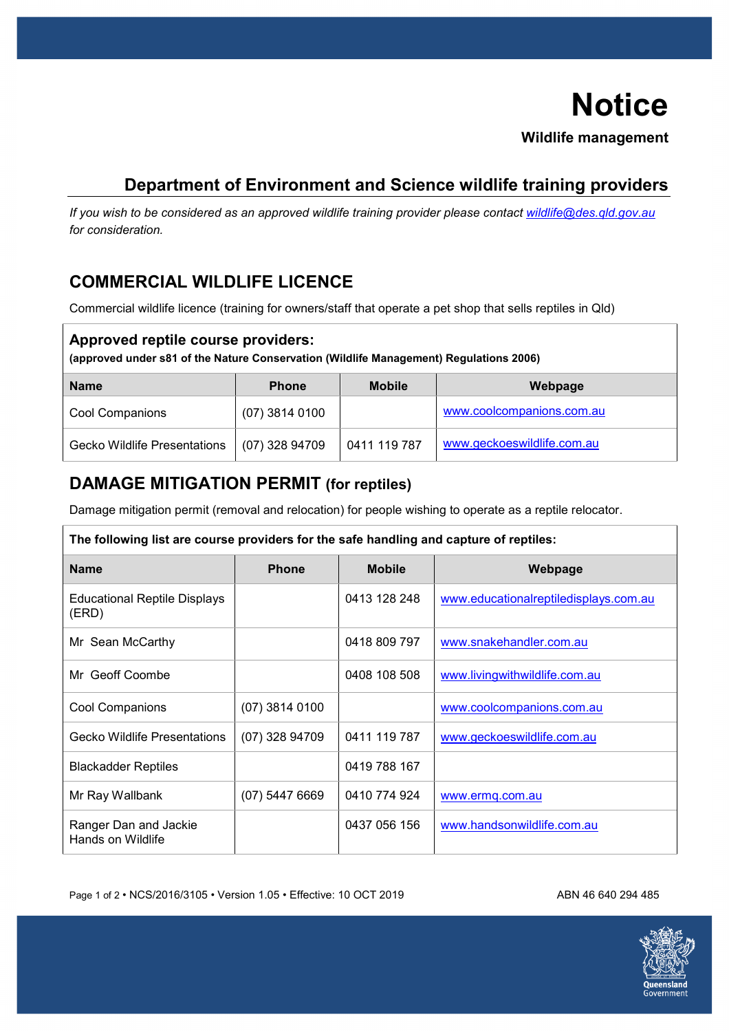# Notice

**Wildlife management**

## Department of Environment and Science wildlife training providers

*If you wish to be considered as an approved wildlife training provider please contact [wildlife@des.qld.gov.au](mailto:wildlife@des.qld.gov.au) for consideration.*

## COMMERCIAL WILDLIFE LICENCE

Commercial wildlife licence (training for owners/staff that operate a pet shop that sells reptiles in Qld)

**Approved reptile course providers:**
**(approved under s81 of the Nature Conservation (Wildlife Management) Regulations 2006)**

| Name | Phone | Mobile | Webpage |
|---|---|---|---|
| Cool Companions | (07) 3814 0100 | | www.coolcompanions.com.au |
| Gecko Wildlife Presentations | (07) 328 94709 | 0411 119 787 | www.geckoeswildlife.com.au |

## DAMAGE MITIGATION PERMIT (for reptiles)

Damage mitigation permit (removal and relocation) for people wishing to operate as a reptile relocator.

**The following list are course providers for the safe handling and capture of reptiles:**

| Name | Phone | Mobile | Webpage |
|---|---|---|---|
| Educational Reptile Displays (ERD) | | 0413 128 248 | www.educationalreptiledisplays.com.au |
| Mr Sean McCarthy | | 0418 809 797 | www.snakehandler.com.au |
| Mr Geoff Coombe | | 0408 108 508 | www.livingwithwildlife.com.au |
| Cool Companions | (07) 3814 0100 | | www.coolcompanions.com.au |
| Gecko Wildlife Presentations | (07) 328 94709 | 0411 119 787 | www.geckoeswildlife.com.au |
| Blackadder Reptiles | | 0419 788 167 | |
| Mr Ray Wallbank | (07) 5447 6669 | 0410 774 924 | www.ermq.com.au |
| Ranger Dan and Jackie Hands on Wildlife | | 0437 056 156 | www.handsonwildlife.com.au |

NCS/2016/3105 • Version 1.05 • Effective: 10 OCT 2019 ABN 46 640 294 485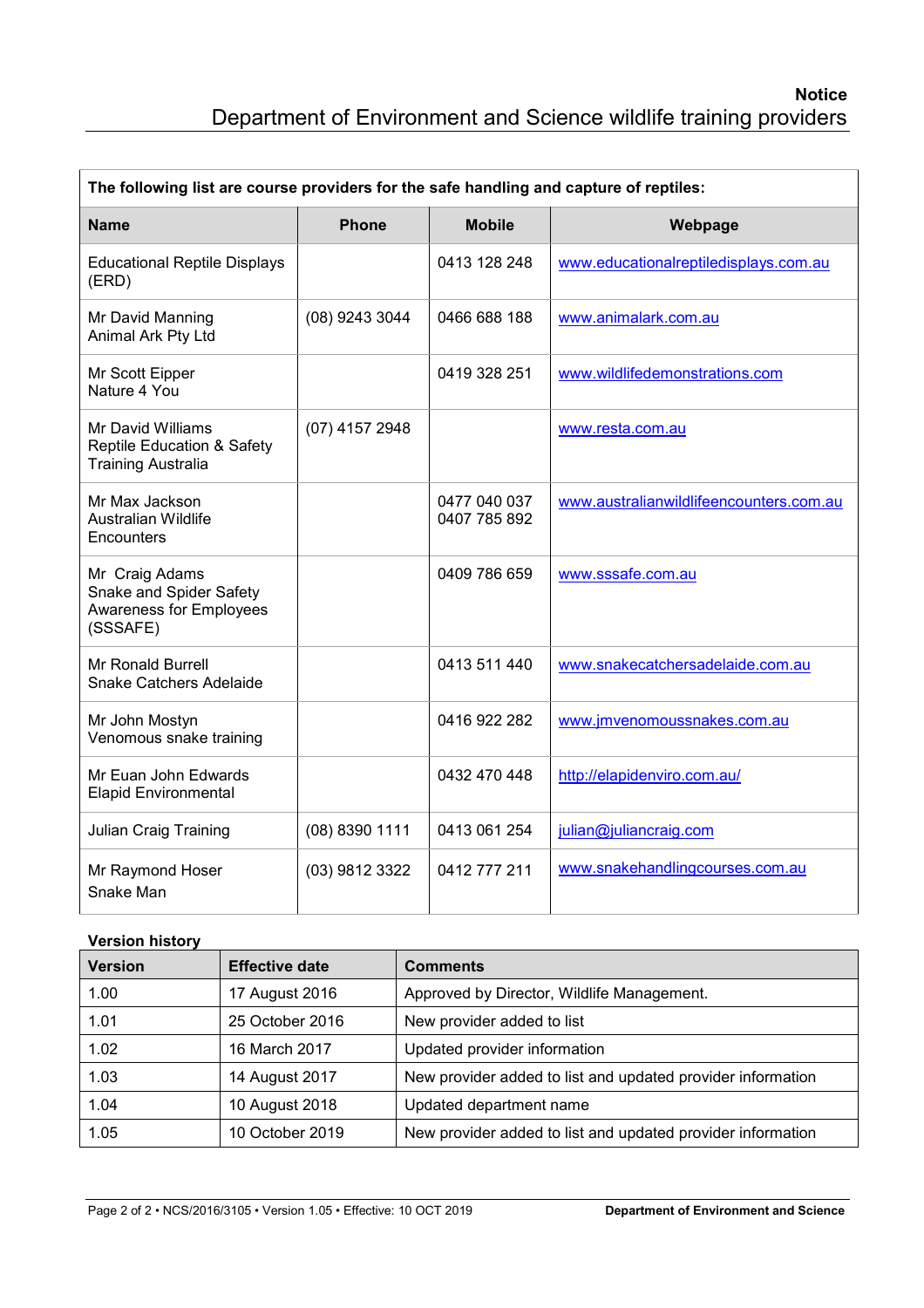**Notice**

# Department of Environment and Science wildlife training providers

**The following list are course providers for the safe handling and capture of reptiles:**

| Name | Phone | Mobile | Webpage |
|---|---|---|---|
| Educational Reptile Displays (ERD) | | 0413 128 248 | www.educationalreptiledisplays.com.au |
| Mr David Manning Animal Ark Pty Ltd | (08) 9243 3044 | 0466 688 188 | www.animalark.com.au |
| Mr Scott Eipper Nature 4 You | | 0419 328 251 | www.wildlifedemonstrations.com |
| Mr David Williams Reptile Education & Safety Training Australia | (07) 4157 2948 | | www.resta.com.au |
| Mr Max Jackson Australian Wildlife Encounters | | 0477 040 037 0407 785 892 | www.australianwildlifeencounters.com.au |
| Mr Craig Adams Snake and Spider Safety Awareness for Employees (SSSAFE) | | 0409 786 659 | www.sssafe.com.au |
| Mr Ronald Burrell Snake Catchers Adelaide | | 0413 511 440 | www.snakecatchersadelaide.com.au |
| Mr John Mostyn Venomous snake training | | 0416 922 282 | www.jmvenomoussnakes.com.au |
| Mr Euan John Edwards Elapid Environmental | | 0432 470 448 | http://elapidenviro.com.au/ |
| Julian Craig Training | (08) 8390 1111 | 0413 061 254 | julian@juliancraig.com |
| Mr Raymond Hoser Snake Man | (03) 9812 3322 | 0412 777 211 | www.snakehandlingcourses.com.au |

**Version history**

| Version | Effective date | Comments |
|---|---|---|
| 1.00 | 17 August 2016 | Approved by Director, Wildlife Management. |
| 1.01 | 25 October 2016 | New provider added to list |
| 1.02 | 16 March 2017 | Updated provider information |
| 1.03 | 14 August 2017 | New provider added to list and updated provider information |
| 1.04 | 10 August 2018 | Updated department name |
| 1.05 | 10 October 2019 | New provider added to list and updated provider information |